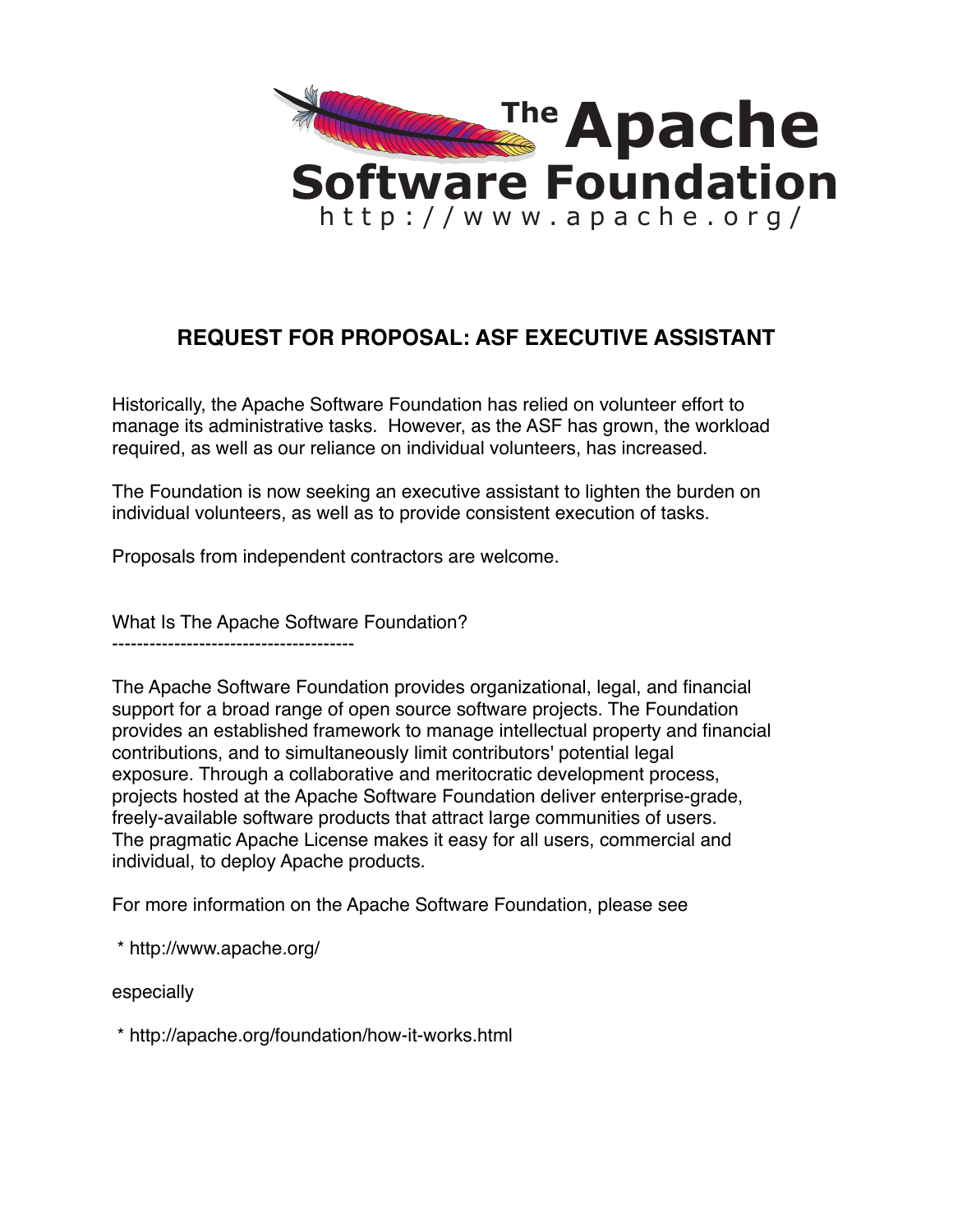The Apache Software Foundation
http://www.apache.org/

# REQUEST FOR PROPOSAL: ASF EXECUTIVE ASSISTANT

Historically, the Apache Software Foundation has relied on volunteer effort to manage its administrative tasks. However, as the ASF has grown, the workload required, as well as our reliance on individual volunteers, has increased.

The Foundation is now seeking an executive assistant to lighten the burden on individual volunteers, as well as to provide consistent execution of tasks.

Proposals from independent contractors are welcome.

## What Is The Apache Software Foundation?

The Apache Software Foundation provides organizational, legal, and financial support for a broad range of open source software projects. The Foundation provides an established framework to manage intellectual property and financial contributions, and to simultaneously limit contributors' potential legal exposure. Through a collaborative and meritocratic development process, projects hosted at the Apache Software Foundation deliver enterprise-grade, freely-available software products that attract large communities of users. The pragmatic Apache License makes it easy for all users, commercial and individual, to deploy Apache products.

For more information on the Apache Software Foundation, please see

* http://www.apache.org/

especially

* http://apache.org/foundation/how-it-works.html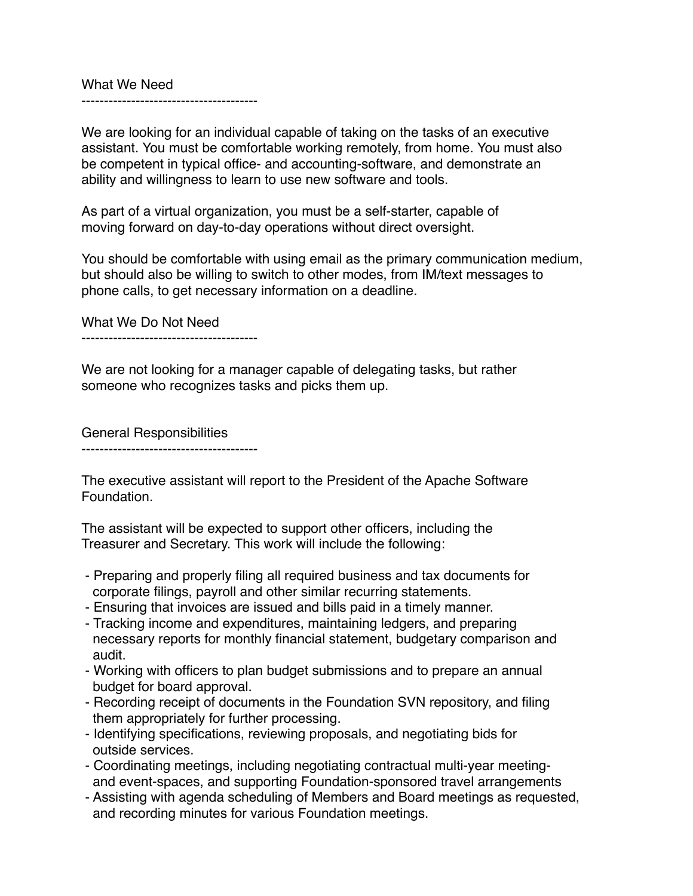## What We Need

We are looking for an individual capable of taking on the tasks of an executive assistant. You must be comfortable working remotely, from home. You must also be competent in typical office- and accounting-software, and demonstrate an ability and willingness to learn to use new software and tools.

As part of a virtual organization, you must be a self-starter, capable of moving forward on day-to-day operations without direct oversight.

You should be comfortable with using email as the primary communication medium, but should also be willing to switch to other modes, from IM/text messages to phone calls, to get necessary information on a deadline.

## What We Do Not Need

We are not looking for a manager capable of delegating tasks, but rather someone who recognizes tasks and picks them up.

## General Responsibilities

The executive assistant will report to the President of the Apache Software Foundation.

The assistant will be expected to support other officers, including the Treasurer and Secretary. This work will include the following:

- Preparing and properly filing all required business and tax documents for corporate filings, payroll and other similar recurring statements.
- Ensuring that invoices are issued and bills paid in a timely manner.
- Tracking income and expenditures, maintaining ledgers, and preparing necessary reports for monthly financial statement, budgetary comparison and audit.
- Working with officers to plan budget submissions and to prepare an annual budget for board approval.
- Recording receipt of documents in the Foundation SVN repository, and filing them appropriately for further processing.
- Identifying specifications, reviewing proposals, and negotiating bids for outside services.
- Coordinating meetings, including negotiating contractual multi-year meeting- and event-spaces, and supporting Foundation-sponsored travel arrangements
- Assisting with agenda scheduling of Members and Board meetings as requested, and recording minutes for various Foundation meetings.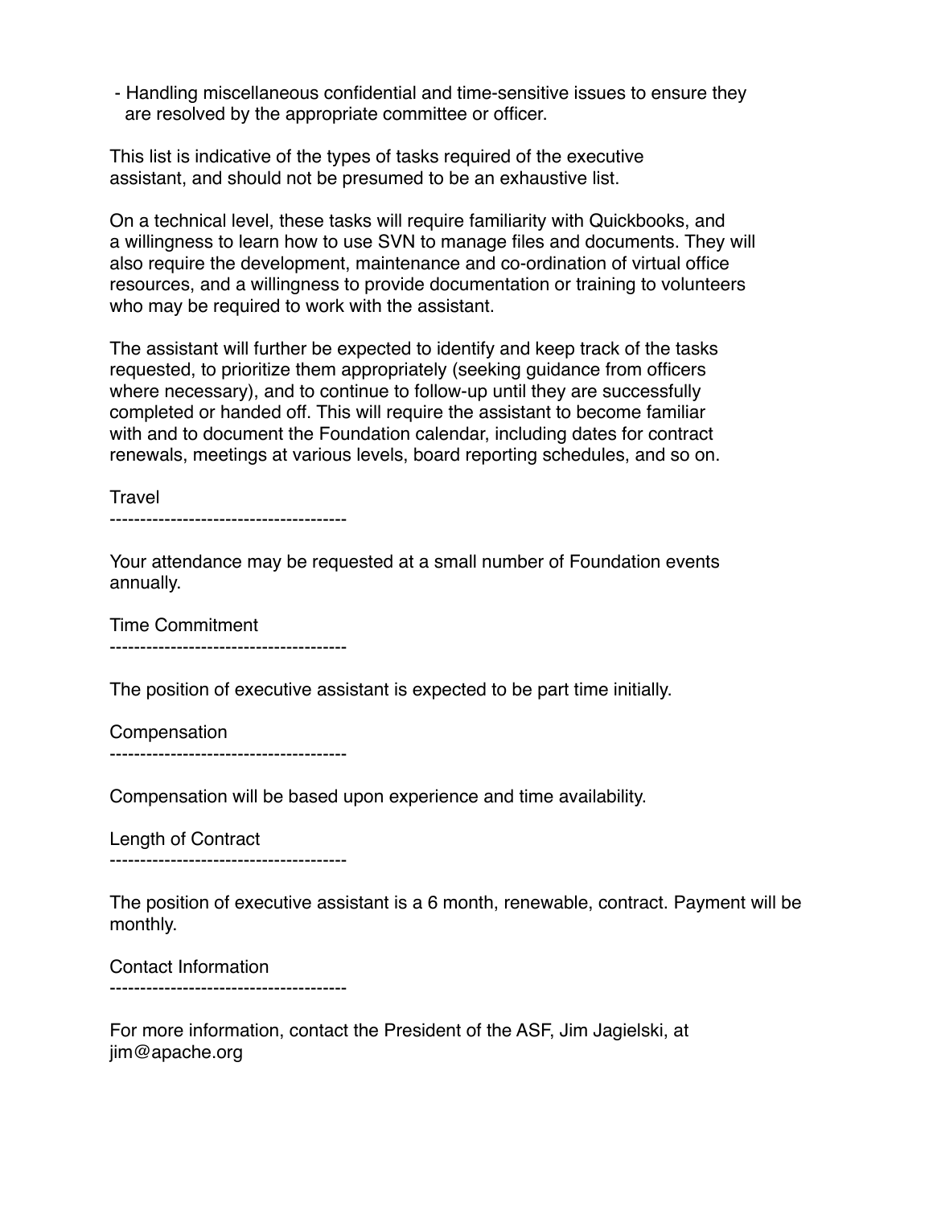- Handling miscellaneous confidential and time-sensitive issues to ensure they are resolved by the appropriate committee or officer.

This list is indicative of the types of tasks required of the executive assistant, and should not be presumed to be an exhaustive list.

On a technical level, these tasks will require familiarity with Quickbooks, and a willingness to learn how to use SVN to manage files and documents. They will also require the development, maintenance and co-ordination of virtual office resources, and a willingness to provide documentation or training to volunteers who may be required to work with the assistant.

The assistant will further be expected to identify and keep track of the tasks requested, to prioritize them appropriately (seeking guidance from officers where necessary), and to continue to follow-up until they are successfully completed or handed off. This will require the assistant to become familiar with and to document the Foundation calendar, including dates for contract renewals, meetings at various levels, board reporting schedules, and so on.

## Travel

Your attendance may be requested at a small number of Foundation events annually.

## Time Commitment

The position of executive assistant is expected to be part time initially.

## Compensation

Compensation will be based upon experience and time availability.

## Length of Contract

The position of executive assistant is a 6 month, renewable, contract. Payment will be monthly.

## Contact Information

For more information, contact the President of the ASF, Jim Jagielski, at jim@apache.org